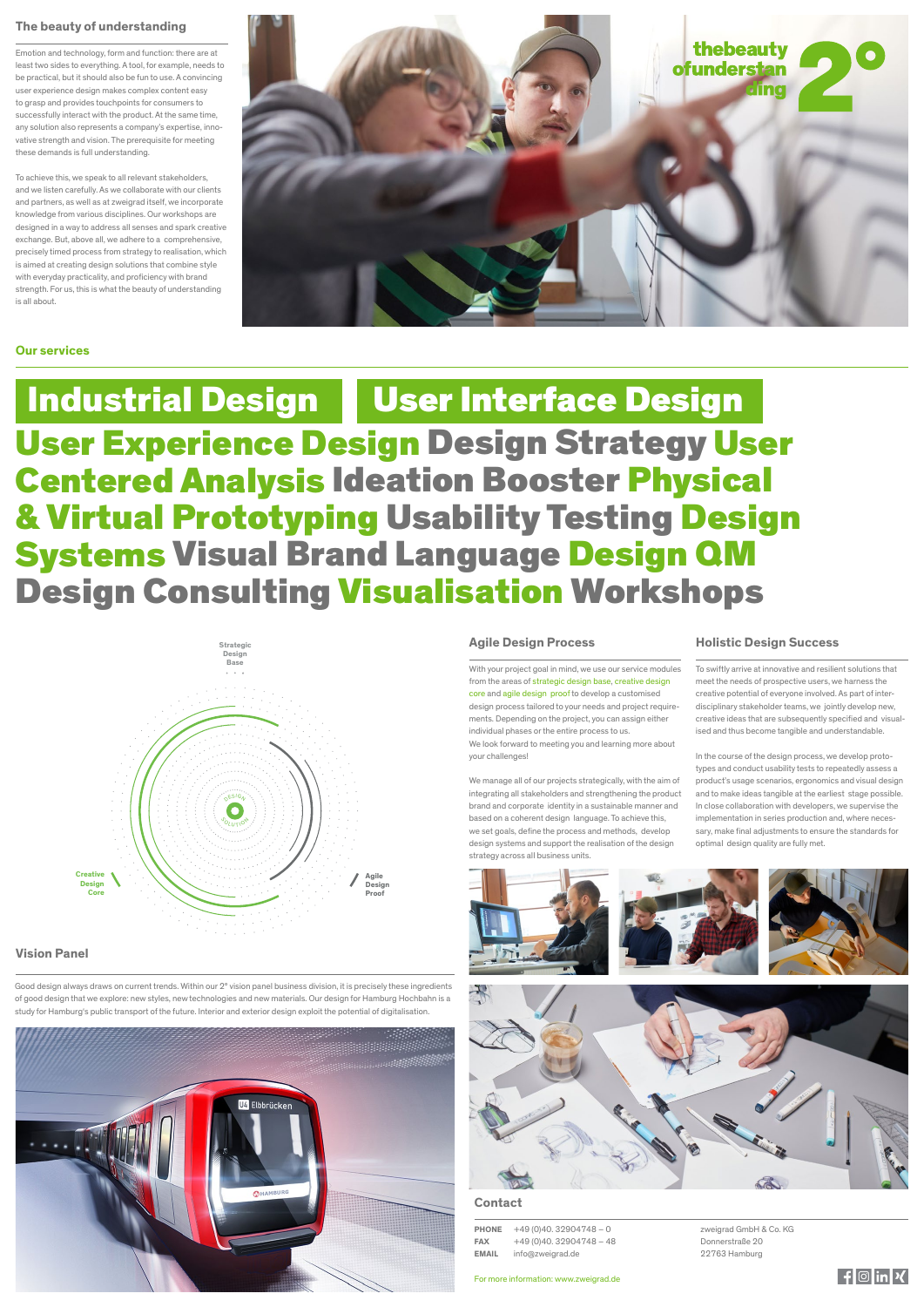## The beauty of understanding

Emotion and technology, form and function: there are at least two sides to everything. A tool, for example, needs to be practical, but it should also be fun to use. A convincing user experience design makes complex content easy to grasp and provides touchpoints for consumers to successfully interact with the product. At the same time, any solution also represents a company's expertise, innovative strength and vision. The prerequisite for meeting these demands is full understanding.

To achieve this, we speak to all relevant stakeholders, and we listen carefully. As we collaborate with our clients and partners, as well as at zweigrad itself, we incorporate knowledge from various disciplines. Our workshops are designed in a way to address all senses and spark creative exchange. But, above all, we adhere to a comprehensive, precisely timed process from strategy to realisation, which is aimed at creating design solutions that combine style with everyday practicality, and proficiency with brand strength. For us, this is what the beauty of understanding is all about.

thebeauty ofunderstanding 2°

## Our services

**Industrial Design** **User Interface Design** **User Experience Design** Design Strategy **User Centered Analysis** Ideation Booster **Physical & Virtual Prototyping** Usability Testing **Design Systems** Visual Brand Language **Design QM** Design Consulting **Visualisation** Workshops

Strategic Design Base

Design Solution

Creative Design Core

Agile Design Proof

## Agile Design Process

With your project goal in mind, we use our service modules from the areas of strategic design base, creative design core and agile design proof to develop a customised design process tailored to your needs and project requirements. Depending on the project, you can assign either individual phases or the entire process to us.
We look forward to meeting you and learning more about your challenges!

We manage all of our projects strategically, with the aim of integrating all stakeholders and strengthening the product brand and corporate identity in a sustainable manner and based on a coherent design language. To achieve this, we set goals, define the process and methods, develop design systems and support the realisation of the design strategy across all business units.

## Holistic Design Success

To swiftly arrive at innovative and resilient solutions that meet the needs of prospective users, we harness the creative potential of everyone involved. As part of interdisciplinary stakeholder teams, we jointly develop new, creative ideas that are subsequently specified and visualised and thus become tangible and understandable.

In the course of the design process, we develop prototypes and conduct usability tests to repeatedly assess a product's usage scenarios, ergonomics and visual design and to make ideas tangible at the earliest stage possible. In close collaboration with developers, we supervise the implementation in series production and, where necessary, make final adjustments to ensure the standards for optimal design quality are fully met.

## Vision Panel

Good design always draws on current trends. Within our 2° vision panel business division, it is precisely these ingredients of good design that we explore: new styles, new technologies and new materials. Our design for Hamburg Hochbahn is a study for Hamburg's public transport of the future. Interior and exterior design exploit the potential of digitalisation.

## Contact

**PHONE** +49 (0)40. 32904748 – 0
**FAX** +49 (0)40. 32904748 – 48
**EMAIL** info@zweigrad.de

zweigrad GmbH & Co. KG
Donnerstraße 20
22763 Hamburg

For more information: www.zweigrad.de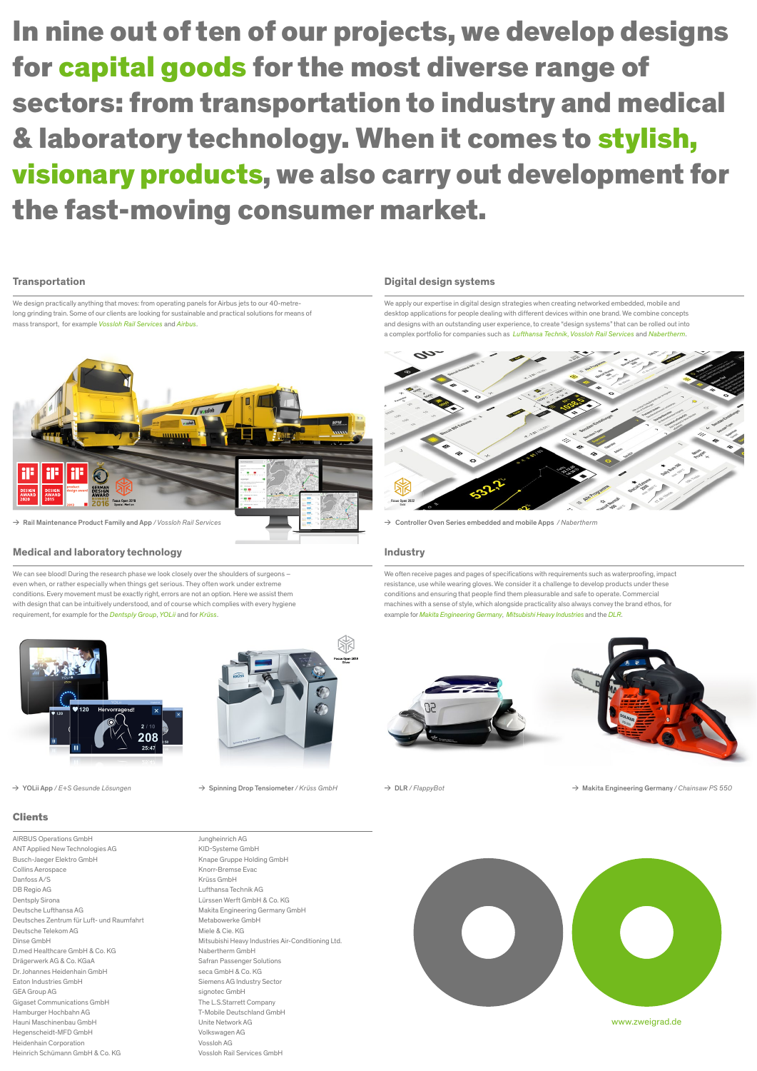# In nine out of ten of our projects, we develop designs for **capital goods** for the most diverse range of sectors: from transportation to industry and medical & laboratory technology. When it comes to **stylish, visionary products**, we also carry out development for the fast-moving consumer market.

## Transportation

We design practically anything that moves: from operating panels for Airbus jets to our 40-metre-long grinding train. Some of our clients are looking for sustainable and practical solutions for means of mass transport, for example *Vossloh Rail Services* and *Airbus*.

→ Rail Maintenance Product Family and App / *Vossloh Rail Services*

## Digital design systems

We apply our expertise in digital design strategies when creating networked embedded, mobile and desktop applications for people dealing with different devices within one brand. We combine concepts and designs with an outstanding user experience, to create "design systems" that can be rolled out into a complex portfolio for companies such as *Lufthansa Technik*, *Vossloh Rail Services* and *Nabertherm*.

→ Controller Oven Series embedded and mobile Apps / *Nabertherm*

## Medical and laboratory technology

We can see blood! During the research phase we look closely over the shoulders of surgeons – even when, or rather especially when things get serious. They often work under extreme conditions. Every movement must be exactly right, errors are not an option. Here we assist them with design that can be intuitively understood, and of course which complies with every hygiene requirement, for example for the *Dentsply Group*, *YOLii* and for *Krüss*.

→ YOLii App / *E+S Gesunde Lösungen*

→ Spinning Drop Tensiometer / *Krüss GmbH*

## Industry

We often receive pages and pages of specifications with requirements such as waterproofing, impact resistance, use while wearing gloves. We consider it a challenge to develop products under these conditions and ensuring that people find them pleasurable and safe to operate. Commercial machines with a sense of style, which alongside practicality also always convey the brand ethos, for example for *Makita Engineering Germany*, *Mitsubishi Heavy Industries* and the *DLR*.

→ DLR / *FlappyBot*

→ Makita Engineering Germany / *Chainsaw PS 550*

## Clients

AIRBUS Operations GmbH
ANT Applied New Technologies AG
Busch-Jaeger Elektro GmbH
Collins Aerospace
Danfoss A/S
DB Regio AG
Dentsply Sirona
Deutsche Lufthansa AG
Deutsches Zentrum für Luft- und Raumfahrt
Deutsche Telekom AG
Dinse GmbH
D.med Healthcare GmbH & Co. KG
Drägerwerk AG & Co. KGaA
Dr. Johannes Heidenhain GmbH
Eaton Industries GmbH
GEA Group AG
Gigaset Communications GmbH
Hamburger Hochbahn AG
Hauni Maschinenbau GmbH
Hegenscheidt-MFD GmbH
Heidenhain Corporation
Heinrich Schümann GmbH & Co. KG
Jungheinrich AG
KID-Systeme GmbH
Knape Gruppe Holding GmbH
Knorr-Bremse Evac
Krüss GmbH
Lufthansa Technik AG
Lürssen Werft GmbH & Co. KG
Makita Engineering Germany GmbH
Metabowerke GmbH
Miele & Cie. KG
Mitsubishi Heavy Industries Air-Conditioning Ltd.
Nabertherm GmbH
Safran Passenger Solutions
seca GmbH & Co. KG
Siemens AG Industry Sector
signotec GmbH
The L.S.Starrett Company
T-Mobile Deutschland GmbH
Unite Network AG
Volkswagen AG
Vossloh AG
Vossloh Rail Services GmbH

www.zweigrad.de